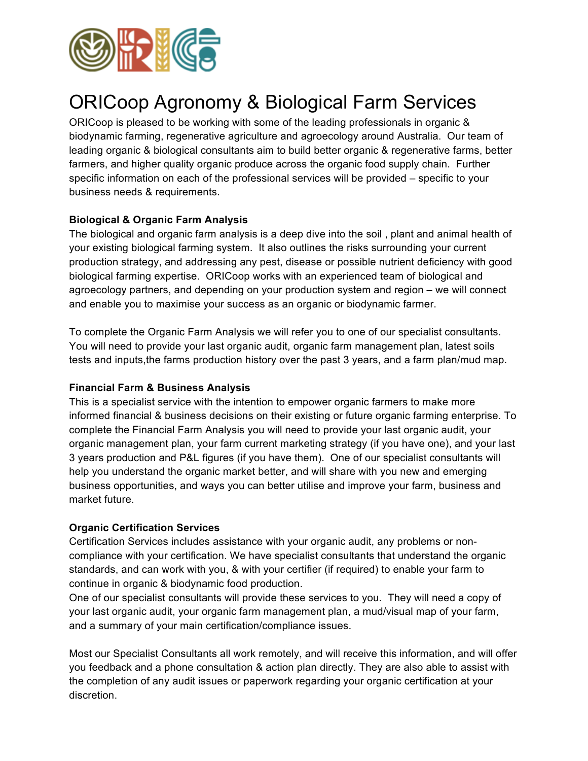# ORICoop Agronomy & Biological Farm Services

ORICoop is pleased to be working with some of the leading professionals in organic & biodynamic farming, regenerative agriculture and agroecology around Australia. Our team of leading organic & biological consultants aim to build better organic & regenerative farms, better farmers, and higher quality organic produce across the organic food supply chain. Further specific information on each of the professional services will be provided – specific to your business needs & requirements.

**Biological & Organic Farm Analysis**

The biological and organic farm analysis is a deep dive into the soil , plant and animal health of your existing biological farming system. It also outlines the risks surrounding your current production strategy, and addressing any pest, disease or possible nutrient deficiency with good biological farming expertise. ORICoop works with an experienced team of biological and agroecology partners, and depending on your production system and region – we will connect and enable you to maximise your success as an organic or biodynamic farmer.

To complete the Organic Farm Analysis we will refer you to one of our specialist consultants. You will need to provide your last organic audit, organic farm management plan, latest soils tests and inputs,the farms production history over the past 3 years, and a farm plan/mud map.

**Financial Farm & Business Analysis**

This is a specialist service with the intention to empower organic farmers to make more informed financial & business decisions on their existing or future organic farming enterprise. To complete the Financial Farm Analysis you will need to provide your last organic audit, your organic management plan, your farm current marketing strategy (if you have one), and your last 3 years production and P&L figures (if you have them). One of our specialist consultants will help you understand the organic market better, and will share with you new and emerging business opportunities, and ways you can better utilise and improve your farm, business and market future.

**Organic Certification Services**

Certification Services includes assistance with your organic audit, any problems or non-compliance with your certification. We have specialist consultants that understand the organic standards, and can work with you, & with your certifier (if required) to enable your farm to continue in organic & biodynamic food production.
One of our specialist consultants will provide these services to you. They will need a copy of your last organic audit, your organic farm management plan, a mud/visual map of your farm, and a summary of your main certification/compliance issues.

Most our Specialist Consultants all work remotely, and will receive this information, and will offer you feedback and a phone consultation & action plan directly. They are also able to assist with the completion of any audit issues or paperwork regarding your organic certification at your discretion.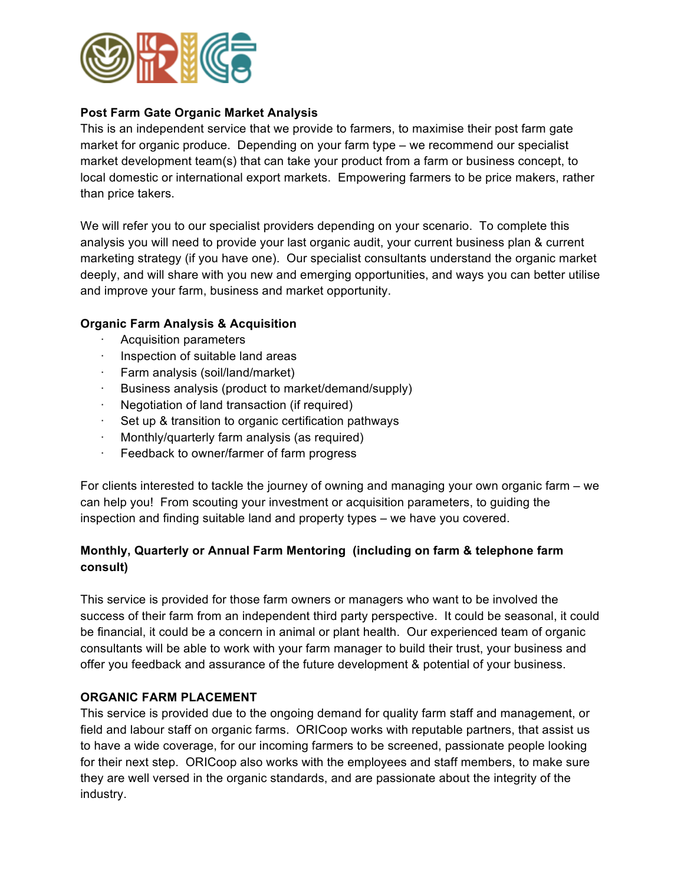**Post Farm Gate Organic Market Analysis**

This is an independent service that we provide to farmers, to maximise their post farm gate market for organic produce. Depending on your farm type – we recommend our specialist market development team(s) that can take your product from a farm or business concept, to local domestic or international export markets. Empowering farmers to be price makers, rather than price takers.

We will refer you to our specialist providers depending on your scenario. To complete this analysis you will need to provide your last organic audit, your current business plan & current marketing strategy (if you have one). Our specialist consultants understand the organic market deeply, and will share with you new and emerging opportunities, and ways you can better utilise and improve your farm, business and market opportunity.

**Organic Farm Analysis & Acquisition**

- Acquisition parameters
- Inspection of suitable land areas
- Farm analysis (soil/land/market)
- Business analysis (product to market/demand/supply)
- Negotiation of land transaction (if required)
- Set up & transition to organic certification pathways
- Monthly/quarterly farm analysis (as required)
- Feedback to owner/farmer of farm progress

For clients interested to tackle the journey of owning and managing your own organic farm – we can help you! From scouting your investment or acquisition parameters, to guiding the inspection and finding suitable land and property types – we have you covered.

**Monthly, Quarterly or Annual Farm Mentoring (including on farm & telephone farm consult)**

This service is provided for those farm owners or managers who want to be involved the success of their farm from an independent third party perspective. It could be seasonal, it could be financial, it could be a concern in animal or plant health. Our experienced team of organic consultants will be able to work with your farm manager to build their trust, your business and offer you feedback and assurance of the future development & potential of your business.

**ORGANIC FARM PLACEMENT**

This service is provided due to the ongoing demand for quality farm staff and management, or field and labour staff on organic farms. ORICoop works with reputable partners, that assist us to have a wide coverage, for our incoming farmers to be screened, passionate people looking for their next step. ORICoop also works with the employees and staff members, to make sure they are well versed in the organic standards, and are passionate about the integrity of the industry.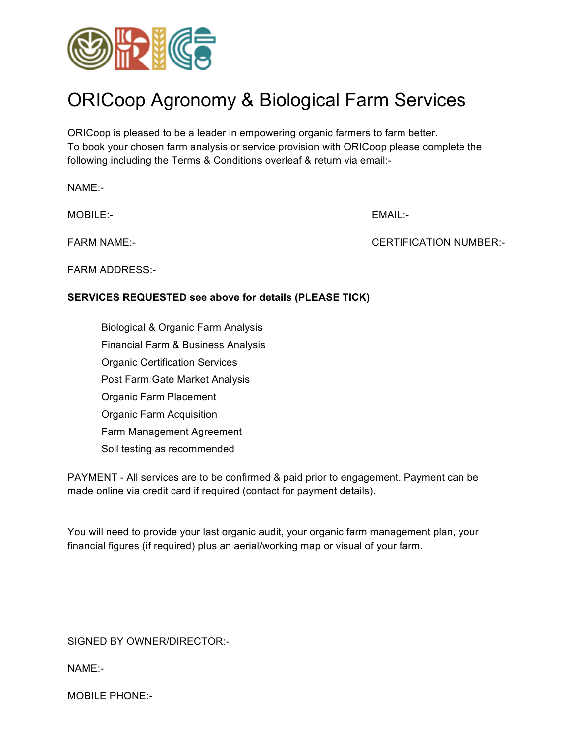# ORICoop Agronomy & Biological Farm Services

ORICoop is pleased to be a leader in empowering organic farmers to farm better.
To book your chosen farm analysis or service provision with ORICoop please complete the following including the Terms & Conditions overleaf & return via email:-

NAME:-

MOBILE:-

EMAIL:-

FARM NAME:-

CERTIFICATION NUMBER:-

FARM ADDRESS:-

**SERVICES REQUESTED see above for details (PLEASE TICK)**

- Biological & Organic Farm Analysis
- Financial Farm & Business Analysis
- Organic Certification Services
- Post Farm Gate Market Analysis
- Organic Farm Placement
- Organic Farm Acquisition
- Farm Management Agreement
- Soil testing as recommended

PAYMENT - All services are to be confirmed & paid prior to engagement. Payment can be made online via credit card if required (contact for payment details).

You will need to provide your last organic audit, your organic farm management plan, your financial figures (if required) plus an aerial/working map or visual of your farm.

SIGNED BY OWNER/DIRECTOR:-

NAME:-

MOBILE PHONE:-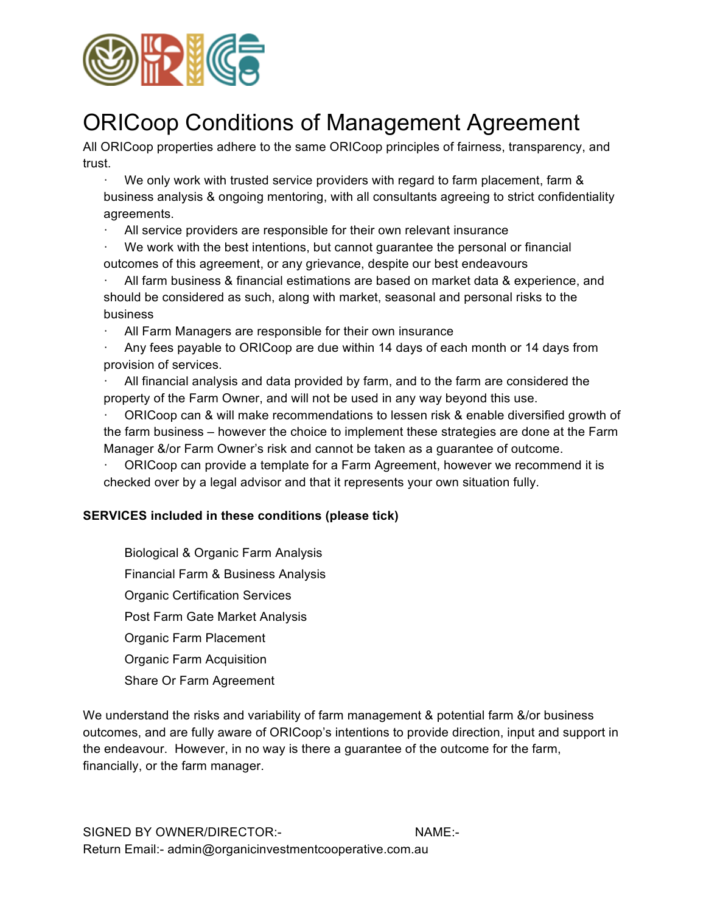# ORICoop Conditions of Management Agreement

All ORICoop properties adhere to the same ORICoop principles of fairness, transparency, and trust.

- We only work with trusted service providers with regard to farm placement, farm & business analysis & ongoing mentoring, with all consultants agreeing to strict confidentiality agreements.
- All service providers are responsible for their own relevant insurance
- We work with the best intentions, but cannot guarantee the personal or financial outcomes of this agreement, or any grievance, despite our best endeavours
- All farm business & financial estimations are based on market data & experience, and should be considered as such, along with market, seasonal and personal risks to the business
- All Farm Managers are responsible for their own insurance
- Any fees payable to ORICoop are due within 14 days of each month or 14 days from provision of services.
- All financial analysis and data provided by farm, and to the farm are considered the property of the Farm Owner, and will not be used in any way beyond this use.
- ORICoop can & will make recommendations to lessen risk & enable diversified growth of the farm business – however the choice to implement these strategies are done at the Farm Manager &/or Farm Owner's risk and cannot be taken as a guarantee of outcome.
- ORICoop can provide a template for a Farm Agreement, however we recommend it is checked over by a legal advisor and that it represents your own situation fully.

**SERVICES included in these conditions (please tick)**

Biological & Organic Farm Analysis
Financial Farm & Business Analysis
Organic Certification Services
Post Farm Gate Market Analysis
Organic Farm Placement
Organic Farm Acquisition
Share Or Farm Agreement

We understand the risks and variability of farm management & potential farm &/or business outcomes, and are fully aware of ORICoop's intentions to provide direction, input and support in the endeavour. However, in no way is there a guarantee of the outcome for the farm, financially, or the farm manager.

SIGNED BY OWNER/DIRECTOR:- NAME:-
Return Email:- admin@organicinvestmentcooperative.com.au